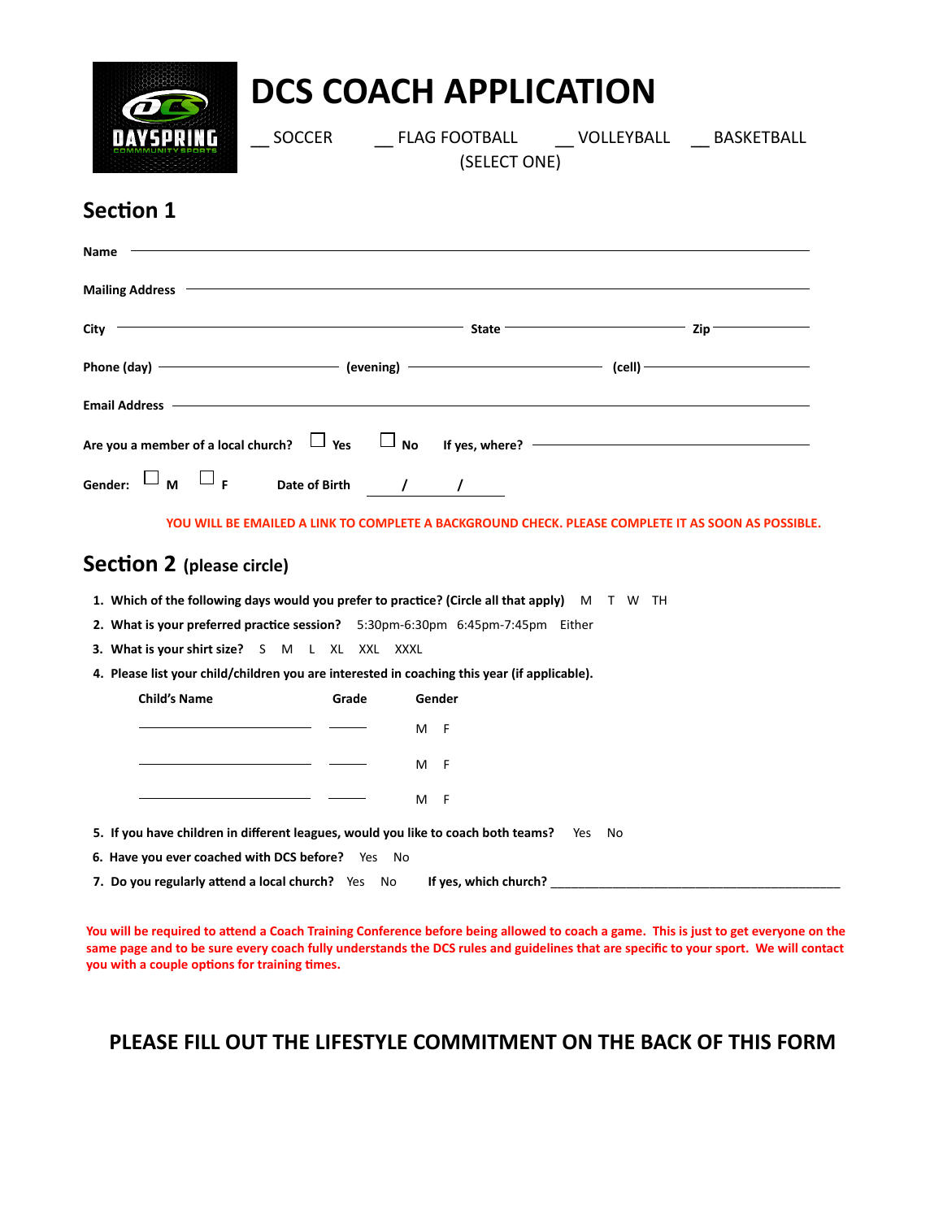# DCS COACH APPLICATION

__ SOCCER   __ FLAG FOOTBALL   __ VOLLEYBALL   __ BASKETBALL

(SELECT ONE)

## Section 1

**Name** ______________________________________________

**Mailing Address** ______________________________________________

**City** ____________________ **State** ____________________ **Zip** __________

**Phone (day)** ______________ **(evening)** ______________ **(cell)** ______________

**Email Address** ______________________________________________

**Are you a member of a local church?** ☐ **Yes** ☐ **No** **If yes, where?** ______________________

**Gender:** ☐ **M** ☐ **F** **Date of Birth** ____/____/____

**YOU WILL BE EMAILED A LINK TO COMPLETE A BACKGROUND CHECK. PLEASE COMPLETE IT AS SOON AS POSSIBLE.**

## Section 2 (please circle)

1. **Which of the following days would you prefer to practice? (Circle all that apply)** M T W TH
2. **What is your preferred practice session?** 5:30pm-6:30pm 6:45pm-7:45pm Either
3. **What is your shirt size?** S M L XL XXL XXXL
4. **Please list your child/children you are interested in coaching this year (if applicable).**

| Child's Name | Grade | Gender |
|---|---|---|
| ____________________ | ______ | M F |
| ____________________ | ______ | M F |
| ____________________ | ______ | M F |

5. **If you have children in different leagues, would you like to coach both teams?** Yes No
6. **Have you ever coached with DCS before?** Yes No
7. **Do you regularly attend a local church?** Yes No **If yes, which church?** ______________________

**You will be required to attend a Coach Training Conference before being allowed to coach a game. This is just to get everyone on the same page and to be sure every coach fully understands the DCS rules and guidelines that are specific to your sport. We will contact you with a couple options for training times.**

**PLEASE FILL OUT THE LIFESTYLE COMMITMENT ON THE BACK OF THIS FORM**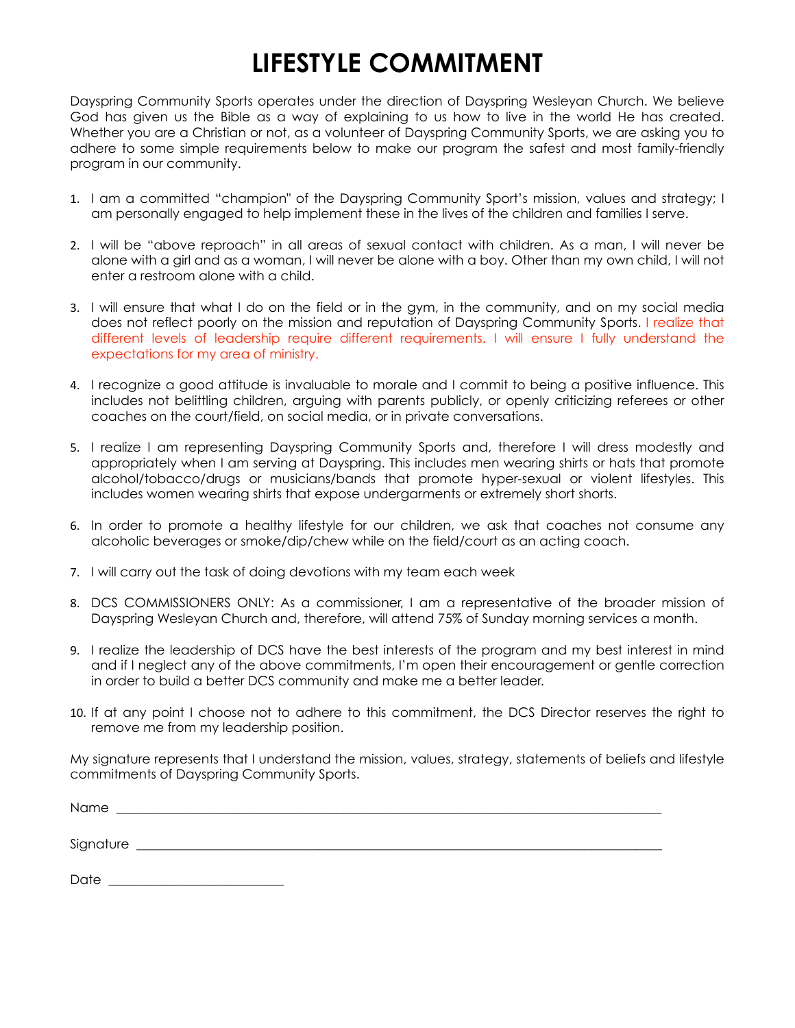# LIFESTYLE COMMITMENT

Dayspring Community Sports operates under the direction of Dayspring Wesleyan Church. We believe God has given us the Bible as a way of explaining to us how to live in the world He has created. Whether you are a Christian or not, as a volunteer of Dayspring Community Sports, we are asking you to adhere to some simple requirements below to make our program the safest and most family-friendly program in our community.

1. I am a committed "champion" of the Dayspring Community Sport's mission, values and strategy; I am personally engaged to help implement these in the lives of the children and families I serve.

2. I will be "above reproach" in all areas of sexual contact with children. As a man, I will never be alone with a girl and as a woman, I will never be alone with a boy. Other than my own child, I will not enter a restroom alone with a child.

3. I will ensure that what I do on the field or in the gym, in the community, and on my social media does not reflect poorly on the mission and reputation of Dayspring Community Sports. I realize that different levels of leadership require different requirements. I will ensure I fully understand the expectations for my area of ministry.

4. I recognize a good attitude is invaluable to morale and I commit to being a positive influence. This includes not belittling children, arguing with parents publicly, or openly criticizing referees or other coaches on the court/field, on social media, or in private conversations.

5. I realize I am representing Dayspring Community Sports and, therefore I will dress modestly and appropriately when I am serving at Dayspring. This includes men wearing shirts or hats that promote alcohol/tobacco/drugs or musicians/bands that promote hyper-sexual or violent lifestyles. This includes women wearing shirts that expose undergarments or extremely short shorts.

6. In order to promote a healthy lifestyle for our children, we ask that coaches not consume any alcoholic beverages or smoke/dip/chew while on the field/court as an acting coach.

7. I will carry out the task of doing devotions with my team each week

8. DCS COMMISSIONERS ONLY: As a commissioner, I am a representative of the broader mission of Dayspring Wesleyan Church and, therefore, will attend 75% of Sunday morning services a month.

9. I realize the leadership of DCS have the best interests of the program and my best interest in mind and if I neglect any of the above commitments, I'm open their encouragement or gentle correction in order to build a better DCS community and make me a better leader.

10. If at any point I choose not to adhere to this commitment, the DCS Director reserves the right to remove me from my leadership position.

My signature represents that I understand the mission, values, strategy, statements of beliefs and lifestyle commitments of Dayspring Community Sports.

Name ___________________________________________________________________________

Signature _______________________________________________________________________

Date __________________________